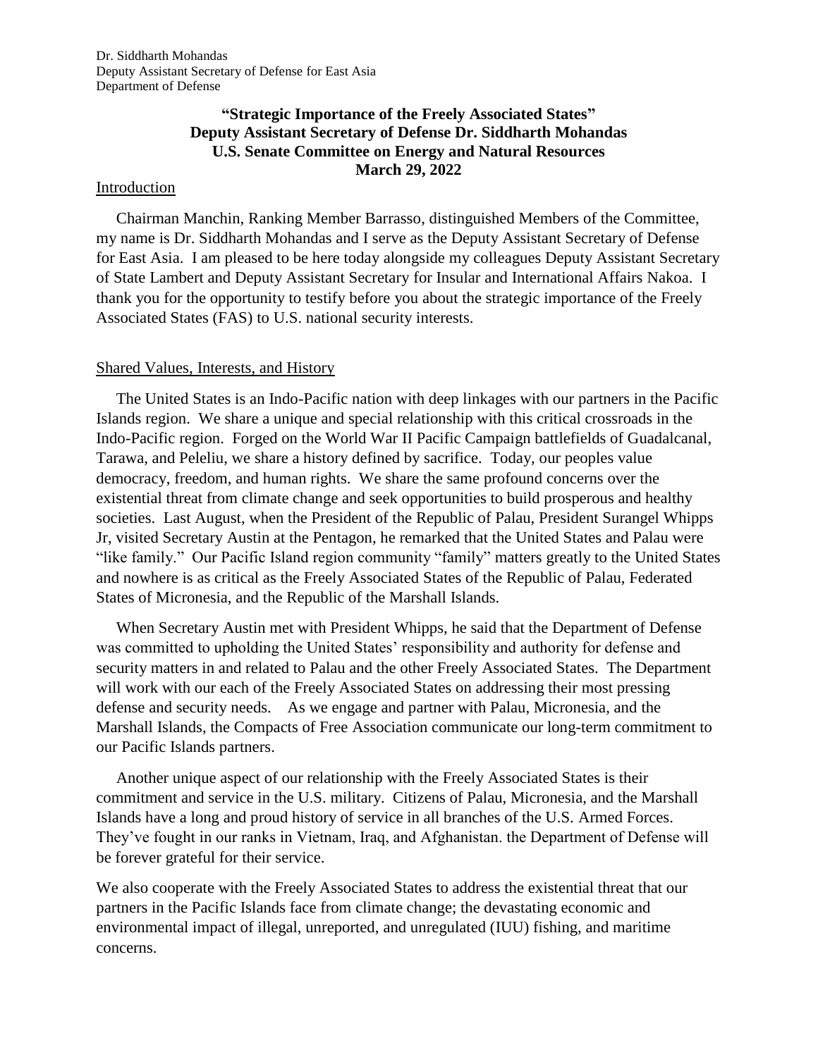Dr. Siddharth Mohandas
Deputy Assistant Secretary of Defense for East Asia
Department of Defense

**"Strategic Importance of the Freely Associated States"**
**Deputy Assistant Secretary of Defense Dr. Siddharth Mohandas**
**U.S. Senate Committee on Energy and Natural Resources**
**March 29, 2022**

## Introduction

Chairman Manchin, Ranking Member Barrasso, distinguished Members of the Committee, my name is Dr. Siddharth Mohandas and I serve as the Deputy Assistant Secretary of Defense for East Asia. I am pleased to be here today alongside my colleagues Deputy Assistant Secretary of State Lambert and Deputy Assistant Secretary for Insular and International Affairs Nakoa. I thank you for the opportunity to testify before you about the strategic importance of the Freely Associated States (FAS) to U.S. national security interests.

## Shared Values, Interests, and History

The United States is an Indo-Pacific nation with deep linkages with our partners in the Pacific Islands region. We share a unique and special relationship with this critical crossroads in the Indo-Pacific region. Forged on the World War II Pacific Campaign battlefields of Guadalcanal, Tarawa, and Peleliu, we share a history defined by sacrifice. Today, our peoples value democracy, freedom, and human rights. We share the same profound concerns over the existential threat from climate change and seek opportunities to build prosperous and healthy societies. Last August, when the President of the Republic of Palau, President Surangel Whipps Jr, visited Secretary Austin at the Pentagon, he remarked that the United States and Palau were "like family." Our Pacific Island region community "family" matters greatly to the United States and nowhere is as critical as the Freely Associated States of the Republic of Palau, Federated States of Micronesia, and the Republic of the Marshall Islands.

When Secretary Austin met with President Whipps, he said that the Department of Defense was committed to upholding the United States' responsibility and authority for defense and security matters in and related to Palau and the other Freely Associated States. The Department will work with our each of the Freely Associated States on addressing their most pressing defense and security needs. As we engage and partner with Palau, Micronesia, and the Marshall Islands, the Compacts of Free Association communicate our long-term commitment to our Pacific Islands partners.

Another unique aspect of our relationship with the Freely Associated States is their commitment and service in the U.S. military. Citizens of Palau, Micronesia, and the Marshall Islands have a long and proud history of service in all branches of the U.S. Armed Forces. They've fought in our ranks in Vietnam, Iraq, and Afghanistan. the Department of Defense will be forever grateful for their service.

We also cooperate with the Freely Associated States to address the existential threat that our partners in the Pacific Islands face from climate change; the devastating economic and environmental impact of illegal, unreported, and unregulated (IUU) fishing, and maritime concerns.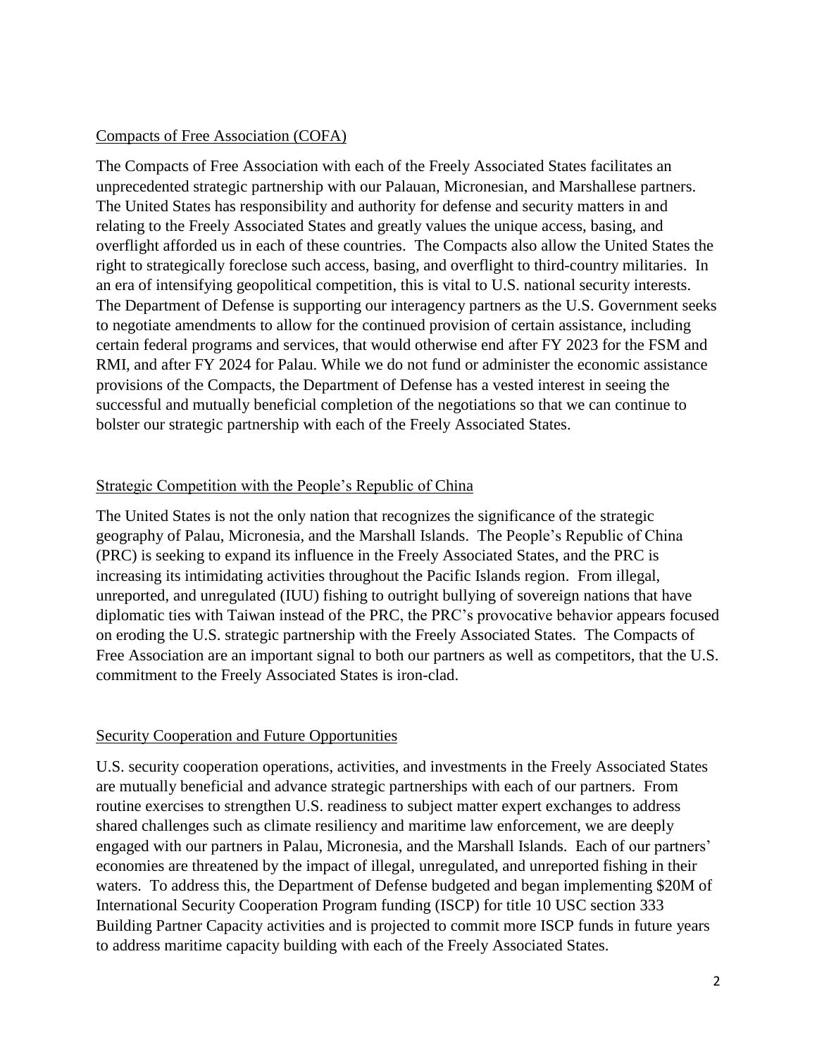## Compacts of Free Association (COFA)

The Compacts of Free Association with each of the Freely Associated States facilitates an unprecedented strategic partnership with our Palauan, Micronesian, and Marshallese partners. The United States has responsibility and authority for defense and security matters in and relating to the Freely Associated States and greatly values the unique access, basing, and overflight afforded us in each of these countries. The Compacts also allow the United States the right to strategically foreclose such access, basing, and overflight to third-country militaries. In an era of intensifying geopolitical competition, this is vital to U.S. national security interests. The Department of Defense is supporting our interagency partners as the U.S. Government seeks to negotiate amendments to allow for the continued provision of certain assistance, including certain federal programs and services, that would otherwise end after FY 2023 for the FSM and RMI, and after FY 2024 for Palau. While we do not fund or administer the economic assistance provisions of the Compacts, the Department of Defense has a vested interest in seeing the successful and mutually beneficial completion of the negotiations so that we can continue to bolster our strategic partnership with each of the Freely Associated States.

## Strategic Competition with the People's Republic of China

The United States is not the only nation that recognizes the significance of the strategic geography of Palau, Micronesia, and the Marshall Islands. The People's Republic of China (PRC) is seeking to expand its influence in the Freely Associated States, and the PRC is increasing its intimidating activities throughout the Pacific Islands region. From illegal, unreported, and unregulated (IUU) fishing to outright bullying of sovereign nations that have diplomatic ties with Taiwan instead of the PRC, the PRC's provocative behavior appears focused on eroding the U.S. strategic partnership with the Freely Associated States. The Compacts of Free Association are an important signal to both our partners as well as competitors, that the U.S. commitment to the Freely Associated States is iron-clad.

## Security Cooperation and Future Opportunities

U.S. security cooperation operations, activities, and investments in the Freely Associated States are mutually beneficial and advance strategic partnerships with each of our partners. From routine exercises to strengthen U.S. readiness to subject matter expert exchanges to address shared challenges such as climate resiliency and maritime law enforcement, we are deeply engaged with our partners in Palau, Micronesia, and the Marshall Islands. Each of our partners' economies are threatened by the impact of illegal, unregulated, and unreported fishing in their waters. To address this, the Department of Defense budgeted and began implementing $20M of International Security Cooperation Program funding (ISCP) for title 10 USC section 333 Building Partner Capacity activities and is projected to commit more ISCP funds in future years to address maritime capacity building with each of the Freely Associated States.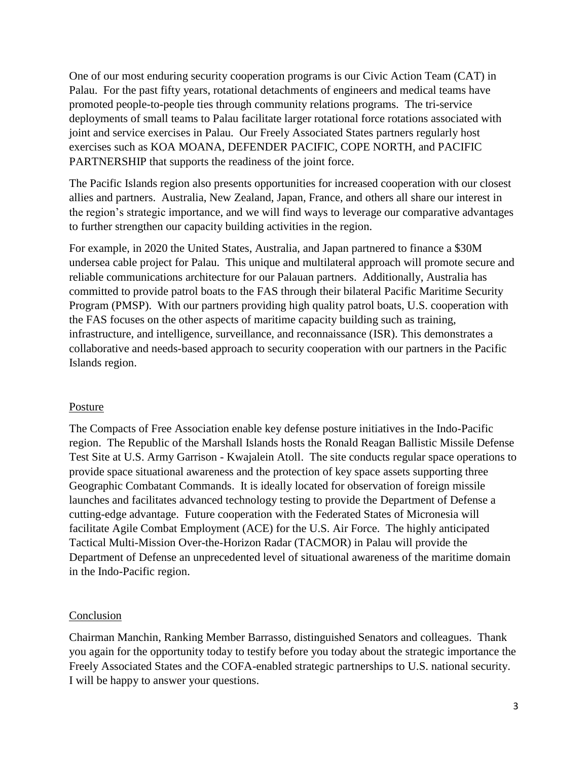One of our most enduring security cooperation programs is our Civic Action Team (CAT) in Palau. For the past fifty years, rotational detachments of engineers and medical teams have promoted people-to-people ties through community relations programs. The tri-service deployments of small teams to Palau facilitate larger rotational force rotations associated with joint and service exercises in Palau. Our Freely Associated States partners regularly host exercises such as KOA MOANA, DEFENDER PACIFIC, COPE NORTH, and PACIFIC PARTNERSHIP that supports the readiness of the joint force.

The Pacific Islands region also presents opportunities for increased cooperation with our closest allies and partners. Australia, New Zealand, Japan, France, and others all share our interest in the region's strategic importance, and we will find ways to leverage our comparative advantages to further strengthen our capacity building activities in the region.

For example, in 2020 the United States, Australia, and Japan partnered to finance a $30M undersea cable project for Palau. This unique and multilateral approach will promote secure and reliable communications architecture for our Palauan partners. Additionally, Australia has committed to provide patrol boats to the FAS through their bilateral Pacific Maritime Security Program (PMSP). With our partners providing high quality patrol boats, U.S. cooperation with the FAS focuses on the other aspects of maritime capacity building such as training, infrastructure, and intelligence, surveillance, and reconnaissance (ISR). This demonstrates a collaborative and needs-based approach to security cooperation with our partners in the Pacific Islands region.

## Posture

The Compacts of Free Association enable key defense posture initiatives in the Indo-Pacific region. The Republic of the Marshall Islands hosts the Ronald Reagan Ballistic Missile Defense Test Site at U.S. Army Garrison - Kwajalein Atoll. The site conducts regular space operations to provide space situational awareness and the protection of key space assets supporting three Geographic Combatant Commands. It is ideally located for observation of foreign missile launches and facilitates advanced technology testing to provide the Department of Defense a cutting-edge advantage. Future cooperation with the Federated States of Micronesia will facilitate Agile Combat Employment (ACE) for the U.S. Air Force. The highly anticipated Tactical Multi-Mission Over-the-Horizon Radar (TACMOR) in Palau will provide the Department of Defense an unprecedented level of situational awareness of the maritime domain in the Indo-Pacific region.

## Conclusion

Chairman Manchin, Ranking Member Barrasso, distinguished Senators and colleagues. Thank you again for the opportunity today to testify before you today about the strategic importance the Freely Associated States and the COFA-enabled strategic partnerships to U.S. national security. I will be happy to answer your questions.